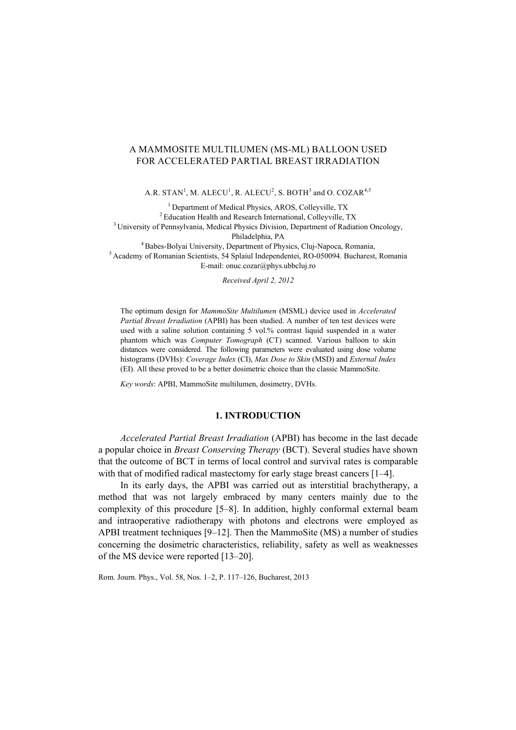# A MAMMOSITE MULTILUMEN (MS-ML) BALLOON USED FOR ACCELERATED PARTIAL BREAST IRRADIATION

A.R. STAN[1], M. ALECU[1], R. ALECU[2], S. BOTH[3] and O. COZAR[4,5]

[1] Department of Medical Physics, AROS, Colleyville, TX
[2] Education Health and Research International, Colleyville, TX
[3] University of Pennsylvania, Medical Physics Division, Department of Radiation Oncology, Philadelphia, PA
[4] Babes-Bolyai University, Department of Physics, Cluj-Napoca, Romania,
[5] Academy of Romanian Scientists, 54 Splaiul Independentei, RO-050094. Bucharest, Romania
E-mail: onuc.cozar@phys.ubbcluj.ro

*Received April 2, 2012*

The optimum design for *MammoSite Multilumen* (MSML) device used in *Accelerated Partial Breast Irradiation* (APBI) has been studied. A number of ten test devices were used with a saline solution containing 5 vol.% contrast liquid suspended in a water phantom which was *Computer Tomograph* (CT) scanned. Various balloon to skin distances were considered. The following parameters were evaluated using dose volume histograms (DVHs): *Coverage Index* (CI), *Max Dose to Skin* (MSD) and *External Index* (EI). All these proved to be a better dosimetric choice than the classic MammoSite.

*Key words*: APBI, MammoSite multilumen, dosimetry, DVHs.

## 1. INTRODUCTION

*Accelerated Partial Breast Irradiation* (APBI) has become in the last decade a popular choice in *Breast Conserving Therapy* (BCT). Several studies have shown that the outcome of BCT in terms of local control and survival rates is comparable with that of modified radical mastectomy for early stage breast cancers [1–4].

In its early days, the APBI was carried out as interstitial brachytherapy, a method that was not largely embraced by many centers mainly due to the complexity of this procedure [5–8]. In addition, highly conformal external beam and intraoperative radiotherapy with photons and electrons were employed as APBI treatment techniques [9–12]. Then the MammoSite (MS) a number of studies concerning the dosimetric characteristics, reliability, safety as well as weaknesses of the MS device were reported [13–20].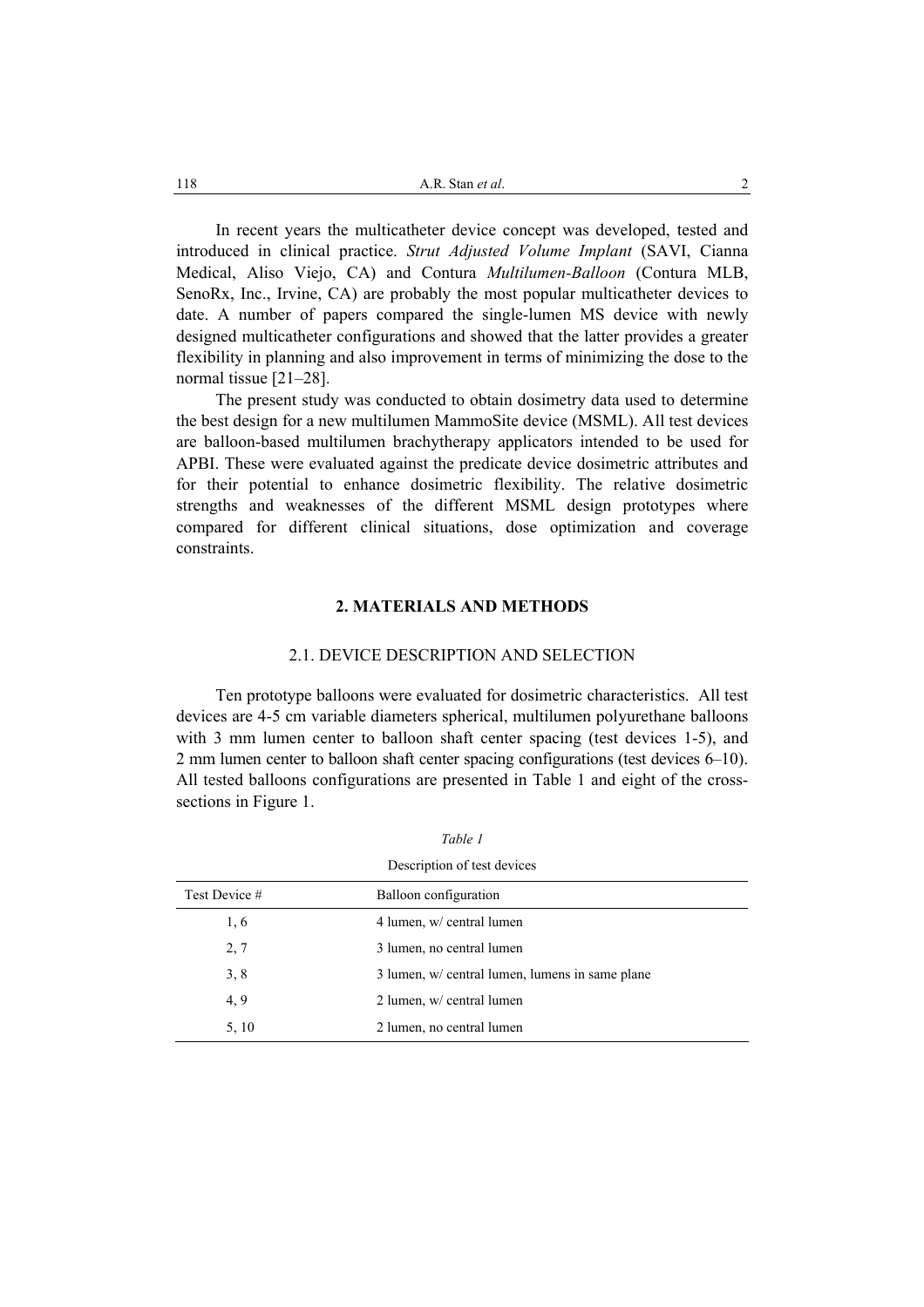In recent years the multicatheter device concept was developed, tested and introduced in clinical practice. *Strut Adjusted Volume Implant* (SAVI, Cianna Medical, Aliso Viejo, CA) and Contura *Multilumen-Balloon* (Contura MLB, SenoRx, Inc., Irvine, CA) are probably the most popular multicatheter devices to date. A number of papers compared the single-lumen MS device with newly designed multicatheter configurations and showed that the latter provides a greater flexibility in planning and also improvement in terms of minimizing the dose to the normal tissue [21–28].

The present study was conducted to obtain dosimetry data used to determine the best design for a new multilumen MammoSite device (MSML). All test devices are balloon-based multilumen brachytherapy applicators intended to be used for APBI. These were evaluated against the predicate device dosimetric attributes and for their potential to enhance dosimetric flexibility. The relative dosimetric strengths and weaknesses of the different MSML design prototypes where compared for different clinical situations, dose optimization and coverage constraints.

## 2. MATERIALS AND METHODS

### 2.1. DEVICE DESCRIPTION AND SELECTION

Ten prototype balloons were evaluated for dosimetric characteristics. All test devices are 4-5 cm variable diameters spherical, multilumen polyurethane balloons with 3 mm lumen center to balloon shaft center spacing (test devices 1-5), and 2 mm lumen center to balloon shaft center spacing configurations (test devices 6–10). All tested balloons configurations are presented in Table 1 and eight of the cross-sections in Figure 1.

*Table 1*

Description of test devices

| Test Device # | Balloon configuration |
|---|---|
| 1, 6 | 4 lumen, w/ central lumen |
| 2, 7 | 3 lumen, no central lumen |
| 3, 8 | 3 lumen, w/ central lumen, lumens in same plane |
| 4, 9 | 2 lumen, w/ central lumen |
| 5, 10 | 2 lumen, no central lumen |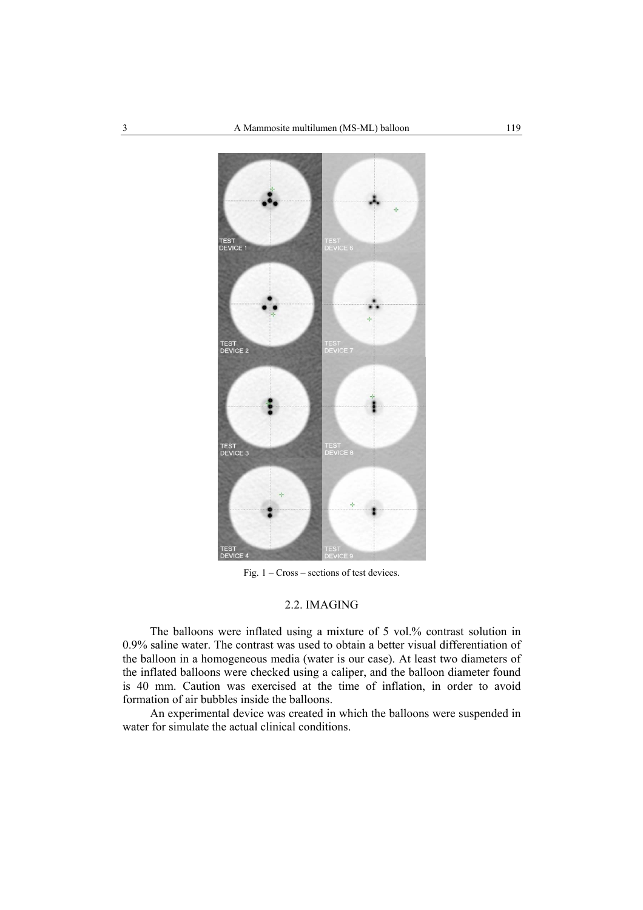Fig. 1 – Cross – sections of test devices.

### 2.2. IMAGING

The balloons were inflated using a mixture of 5 vol.% contrast solution in 0.9% saline water. The contrast was used to obtain a better visual differentiation of the balloon in a homogeneous media (water is our case). At least two diameters of the inflated balloons were checked using a caliper, and the balloon diameter found is 40 mm. Caution was exercised at the time of inflation, in order to avoid formation of air bubbles inside the balloons.

An experimental device was created in which the balloons were suspended in water for simulate the actual clinical conditions.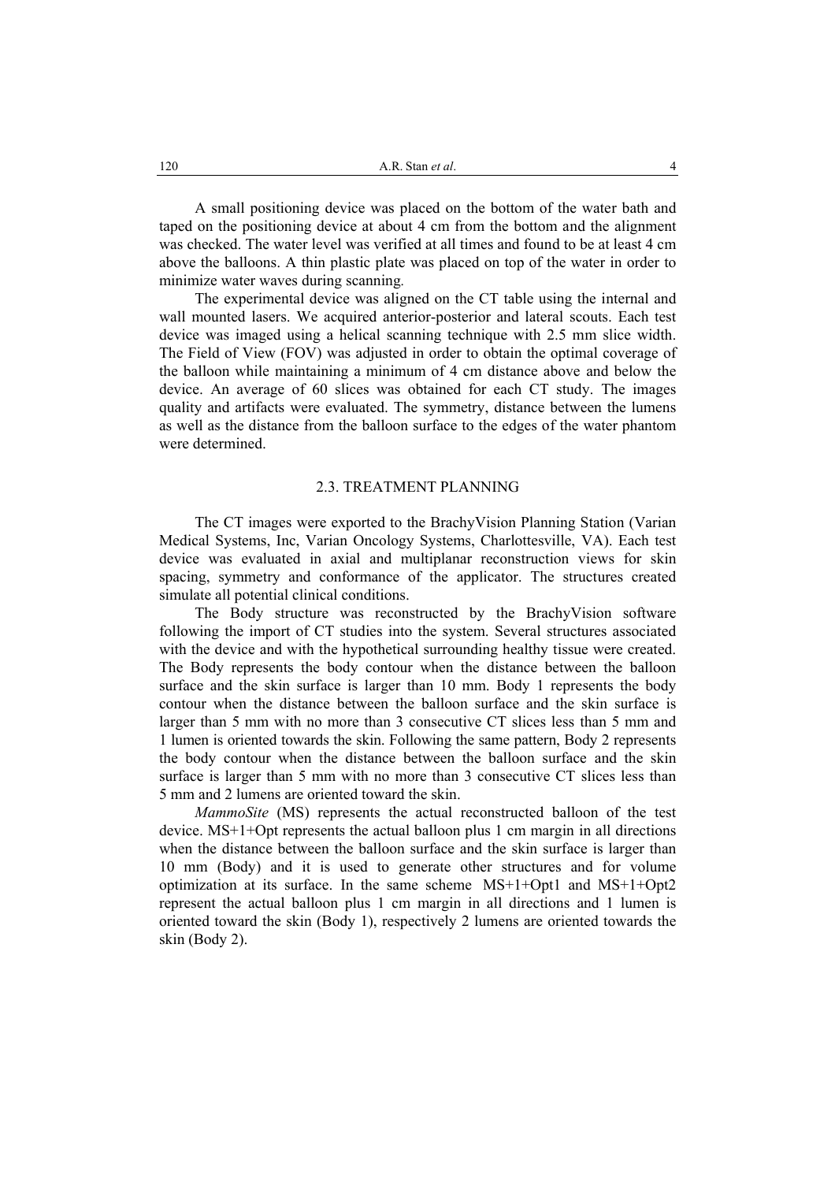A small positioning device was placed on the bottom of the water bath and taped on the positioning device at about 4 cm from the bottom and the alignment was checked. The water level was verified at all times and found to be at least 4 cm above the balloons. A thin plastic plate was placed on top of the water in order to minimize water waves during scanning.

The experimental device was aligned on the CT table using the internal and wall mounted lasers. We acquired anterior-posterior and lateral scouts. Each test device was imaged using a helical scanning technique with 2.5 mm slice width. The Field of View (FOV) was adjusted in order to obtain the optimal coverage of the balloon while maintaining a minimum of 4 cm distance above and below the device. An average of 60 slices was obtained for each CT study. The images quality and artifacts were evaluated. The symmetry, distance between the lumens as well as the distance from the balloon surface to the edges of the water phantom were determined.

### 2.3. TREATMENT PLANNING

The CT images were exported to the BrachyVision Planning Station (Varian Medical Systems, Inc, Varian Oncology Systems, Charlottesville, VA). Each test device was evaluated in axial and multiplanar reconstruction views for skin spacing, symmetry and conformance of the applicator. The structures created simulate all potential clinical conditions.

The Body structure was reconstructed by the BrachyVision software following the import of CT studies into the system. Several structures associated with the device and with the hypothetical surrounding healthy tissue were created. The Body represents the body contour when the distance between the balloon surface and the skin surface is larger than 10 mm. Body 1 represents the body contour when the distance between the balloon surface and the skin surface is larger than 5 mm with no more than 3 consecutive CT slices less than 5 mm and 1 lumen is oriented towards the skin. Following the same pattern, Body 2 represents the body contour when the distance between the balloon surface and the skin surface is larger than 5 mm with no more than 3 consecutive CT slices less than 5 mm and 2 lumens are oriented toward the skin.

*MammoSite* (MS) represents the actual reconstructed balloon of the test device. MS+1+Opt represents the actual balloon plus 1 cm margin in all directions when the distance between the balloon surface and the skin surface is larger than 10 mm (Body) and it is used to generate other structures and for volume optimization at its surface. In the same scheme MS+1+Opt1 and MS+1+Opt2 represent the actual balloon plus 1 cm margin in all directions and 1 lumen is oriented toward the skin (Body 1), respectively 2 lumens are oriented towards the skin (Body 2).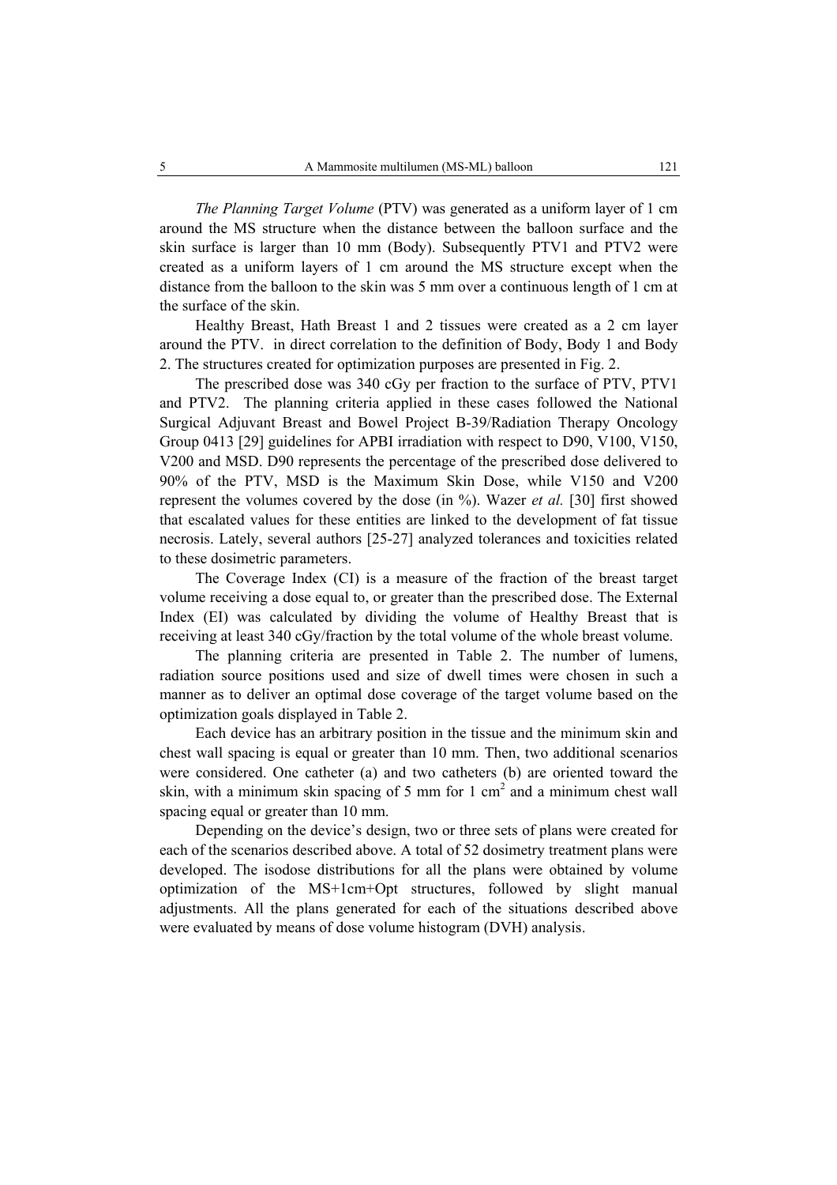*The Planning Target Volume* (PTV) was generated as a uniform layer of 1 cm around the MS structure when the distance between the balloon surface and the skin surface is larger than 10 mm (Body). Subsequently PTV1 and PTV2 were created as a uniform layers of 1 cm around the MS structure except when the distance from the balloon to the skin was 5 mm over a continuous length of 1 cm at the surface of the skin.

Healthy Breast, Hath Breast 1 and 2 tissues were created as a 2 cm layer around the PTV. in direct correlation to the definition of Body, Body 1 and Body 2. The structures created for optimization purposes are presented in Fig. 2.

The prescribed dose was 340 cGy per fraction to the surface of PTV, PTV1 and PTV2. The planning criteria applied in these cases followed the National Surgical Adjuvant Breast and Bowel Project B-39/Radiation Therapy Oncology Group 0413 [29] guidelines for APBI irradiation with respect to D90, V100, V150, V200 and MSD. D90 represents the percentage of the prescribed dose delivered to 90% of the PTV, MSD is the Maximum Skin Dose, while V150 and V200 represent the volumes covered by the dose (in %). Wazer *et al.* [30] first showed that escalated values for these entities are linked to the development of fat tissue necrosis. Lately, several authors [25-27] analyzed tolerances and toxicities related to these dosimetric parameters.

The Coverage Index (CI) is a measure of the fraction of the breast target volume receiving a dose equal to, or greater than the prescribed dose. The External Index (EI) was calculated by dividing the volume of Healthy Breast that is receiving at least 340 cGy/fraction by the total volume of the whole breast volume.

The planning criteria are presented in Table 2. The number of lumens, radiation source positions used and size of dwell times were chosen in such a manner as to deliver an optimal dose coverage of the target volume based on the optimization goals displayed in Table 2.

Each device has an arbitrary position in the tissue and the minimum skin and chest wall spacing is equal or greater than 10 mm. Then, two additional scenarios were considered. One catheter (a) and two catheters (b) are oriented toward the skin, with a minimum skin spacing of 5 mm for 1 $cm^2$ and a minimum chest wall spacing equal or greater than 10 mm.

Depending on the device's design, two or three sets of plans were created for each of the scenarios described above. A total of 52 dosimetry treatment plans were developed. The isodose distributions for all the plans were obtained by volume optimization of the MS+1cm+Opt structures, followed by slight manual adjustments. All the plans generated for each of the situations described above were evaluated by means of dose volume histogram (DVH) analysis.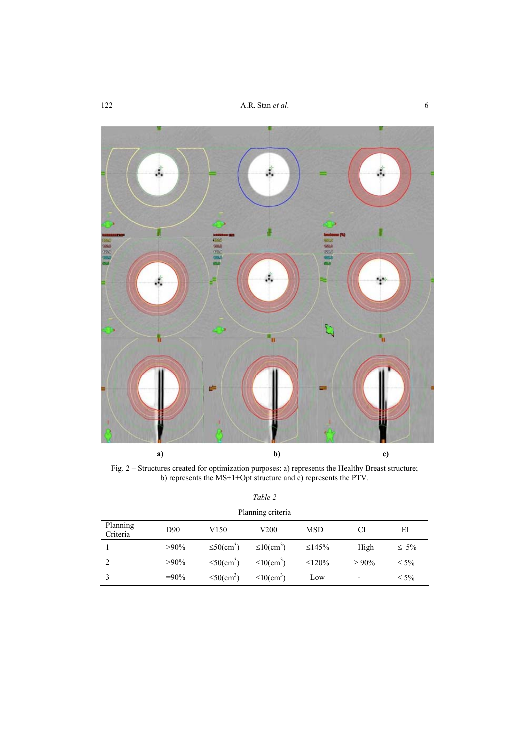a) b) c)

Fig. 2 – Structures created for optimization purposes: a) represents the Healthy Breast structure; b) represents the MS+1+Opt structure and c) represents the PTV.

*Table 2*

Planning criteria

| Planning Criteria | D90 | V150 | V200 | MSD | CI | EI |
|---|---|---|---|---|---|---|
| 1 | >90% | ≤50(cm$^3$) | ≤10(cm$^3$) | ≤145% | High | ≤ 5% |
| 2 | >90% | ≤50(cm$^3$) | ≤10(cm$^3$) | ≤120% | ≥ 90% | ≤ 5% |
| 3 | =90% | ≤50(cm$^3$) | ≤10(cm$^3$) | Low | - | ≤ 5% |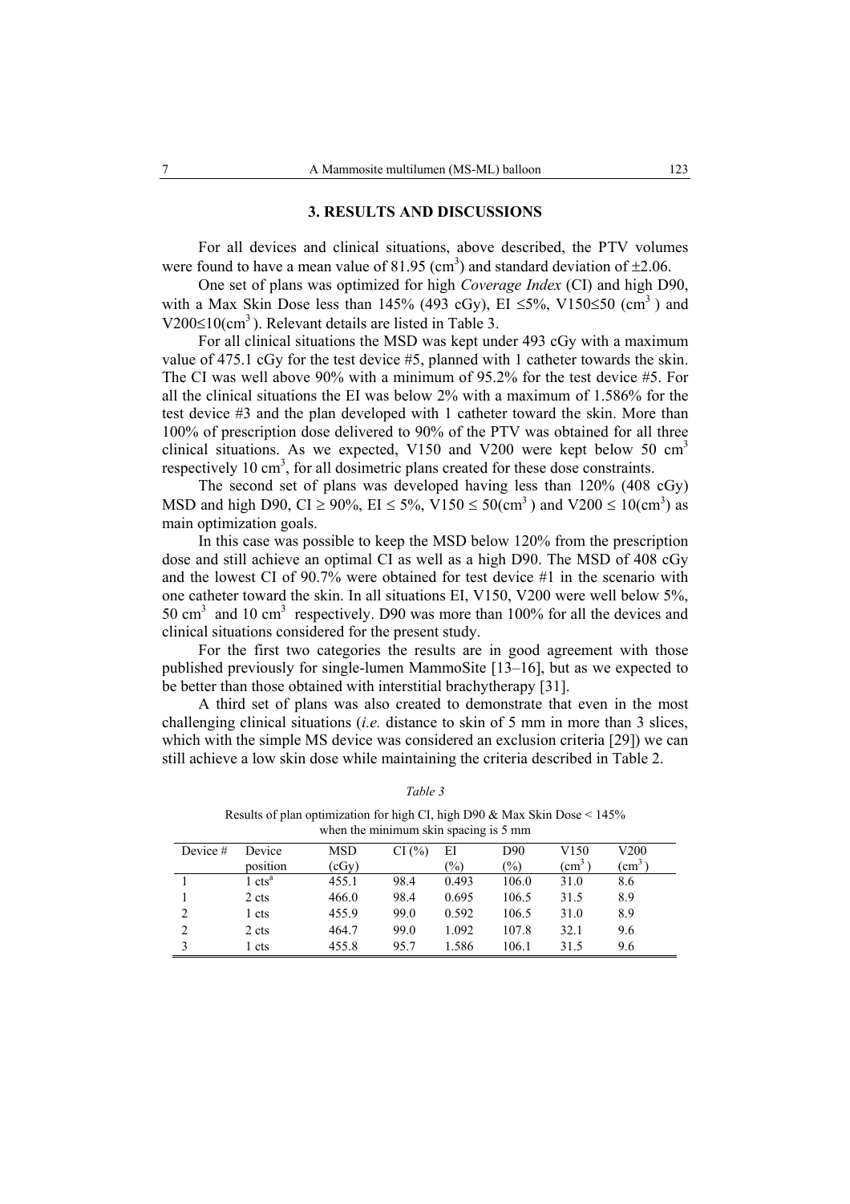## 3. RESULTS AND DISCUSSIONS

For all devices and clinical situations, above described, the PTV volumes were found to have a mean value of 81.95 ($cm^3$) and standard deviation of $\pm 2.06$.

One set of plans was optimized for high *Coverage Index* (CI) and high D90, with a Max Skin Dose less than 145% (493 cGy), EI $\leq 5\%$, V150$\leq$50 ($cm^3$) and V200$\leq$10($cm^3$). Relevant details are listed in Table 3.

For all clinical situations the MSD was kept under 493 cGy with a maximum value of 475.1 cGy for the test device #5, planned with 1 catheter towards the skin. The CI was well above 90% with a minimum of 95.2% for the test device #5. For all the clinical situations the EI was below 2% with a maximum of 1.586% for the test device #3 and the plan developed with 1 catheter toward the skin. More than 100% of prescription dose delivered to 90% of the PTV was obtained for all three clinical situations. As we expected, V150 and V200 were kept below 50 $cm^3$ respectively 10 $cm^3$, for all dosimetric plans created for these dose constraints.

The second set of plans was developed having less than 120% (408 cGy) MSD and high D90, CI $\geq$ 90%, EI $\leq$ 5%, V150 $\leq$ 50($cm^3$) and V200 $\leq$ 10($cm^3$) as main optimization goals.

In this case was possible to keep the MSD below 120% from the prescription dose and still achieve an optimal CI as well as a high D90. The MSD of 408 cGy and the lowest CI of 90.7% were obtained for test device #1 in the scenario with one catheter toward the skin. In all situations EI, V150, V200 were well below 5%, 50 $cm^3$ and 10 $cm^3$ respectively. D90 was more than 100% for all the devices and clinical situations considered for the present study.

For the first two categories the results are in good agreement with those published previously for single-lumen MammoSite [13–16], but as we expected to be better than those obtained with interstitial brachytherapy [31].

A third set of plans was also created to demonstrate that even in the most challenging clinical situations (*i.e.* distance to skin of 5 mm in more than 3 slices, which with the simple MS device was considered an exclusion criteria [29]) we can still achieve a low skin dose while maintaining the criteria described in Table 2.

*Table 3*

Results of plan optimization for high CI, high D90 & Max Skin Dose < 145% when the minimum skin spacing is 5 mm

| Device # | Device position | MSD (cGy) | CI (%) | EI (%) | D90 (%) | V150 ($cm^3$) | V200 ($cm^3$) |
|---|---|---|---|---|---|---|---|
| 1 | 1 cts[a] | 455.1 | 98.4 | 0.493 | 106.0 | 31.0 | 8.6 |
| 1 | 2 cts | 466.0 | 98.4 | 0.695 | 106.5 | 31.5 | 8.9 |
| 2 | 1 cts | 455.9 | 99.0 | 0.592 | 106.5 | 31.0 | 8.9 |
| 2 | 2 cts | 464.7 | 99.0 | 1.092 | 107.8 | 32.1 | 9.6 |
| 3 | 1 cts | 455.8 | 95.7 | 1.586 | 106.1 | 31.5 | 9.6 |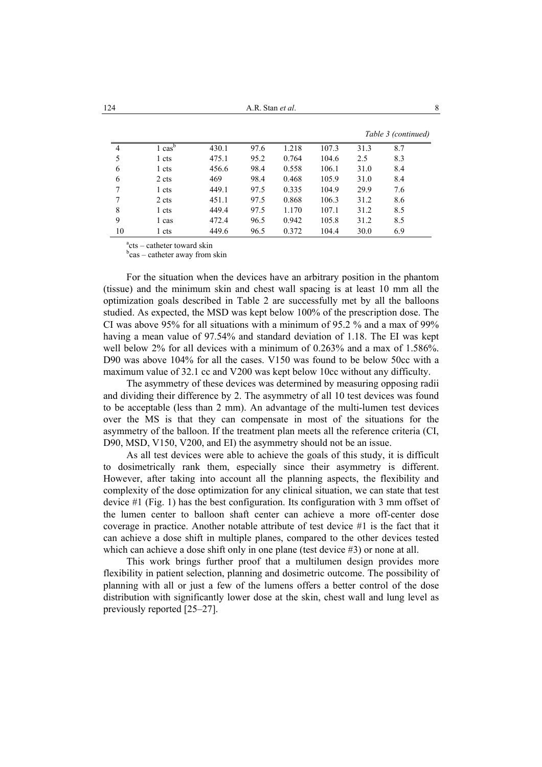*Table 3 (continued)*

| | | | | | | | |
|---|---|---|---|---|---|---|---|
| 4 | 1 cas[b] | 430.1 | 97.6 | 1.218 | 107.3 | 31.3 | 8.7 |
| 5 | 1 cts | 475.1 | 95.2 | 0.764 | 104.6 | 2.5 | 8.3 |
| 6 | 1 cts | 456.6 | 98.4 | 0.558 | 106.1 | 31.0 | 8.4 |
| 6 | 2 cts | 469 | 98.4 | 0.468 | 105.9 | 31.0 | 8.4 |
| 7 | 1 cts | 449.1 | 97.5 | 0.335 | 104.9 | 29.9 | 7.6 |
| 7 | 2 cts | 451.1 | 97.5 | 0.868 | 106.3 | 31.2 | 8.6 |
| 8 | 1 cts | 449.4 | 97.5 | 1.170 | 107.1 | 31.2 | 8.5 |
| 9 | 1 cas | 472.4 | 96.5 | 0.942 | 105.8 | 31.2 | 8.5 |
| 10 | 1 cts | 449.6 | 96.5 | 0.372 | 104.4 | 30.0 | 6.9 |

[a]cts – catheter toward skin
[b]cas – catheter away from skin

For the situation when the devices have an arbitrary position in the phantom (tissue) and the minimum skin and chest wall spacing is at least 10 mm all the optimization goals described in Table 2 are successfully met by all the balloons studied. As expected, the MSD was kept below 100% of the prescription dose. The CI was above 95% for all situations with a minimum of 95.2 % and a max of 99% having a mean value of 97.54% and standard deviation of 1.18. The EI was kept well below 2% for all devices with a minimum of 0.263% and a max of 1.586%. D90 was above 104% for all the cases. V150 was found to be below 50cc with a maximum value of 32.1 cc and V200 was kept below 10cc without any difficulty.

The asymmetry of these devices was determined by measuring opposing radii and dividing their difference by 2. The asymmetry of all 10 test devices was found to be acceptable (less than 2 mm). An advantage of the multi-lumen test devices over the MS is that they can compensate in most of the situations for the asymmetry of the balloon. If the treatment plan meets all the reference criteria (CI, D90, MSD, V150, V200, and EI) the asymmetry should not be an issue.

As all test devices were able to achieve the goals of this study, it is difficult to dosimetrically rank them, especially since their asymmetry is different. However, after taking into account all the planning aspects, the flexibility and complexity of the dose optimization for any clinical situation, we can state that test device #1 (Fig. 1) has the best configuration. Its configuration with 3 mm offset of the lumen center to balloon shaft center can achieve a more off-center dose coverage in practice. Another notable attribute of test device #1 is the fact that it can achieve a dose shift in multiple planes, compared to the other devices tested which can achieve a dose shift only in one plane (test device #3) or none at all.

This work brings further proof that a multilumen design provides more flexibility in patient selection, planning and dosimetric outcome. The possibility of planning with all or just a few of the lumens offers a better control of the dose distribution with significantly lower dose at the skin, chest wall and lung level as previously reported [25–27].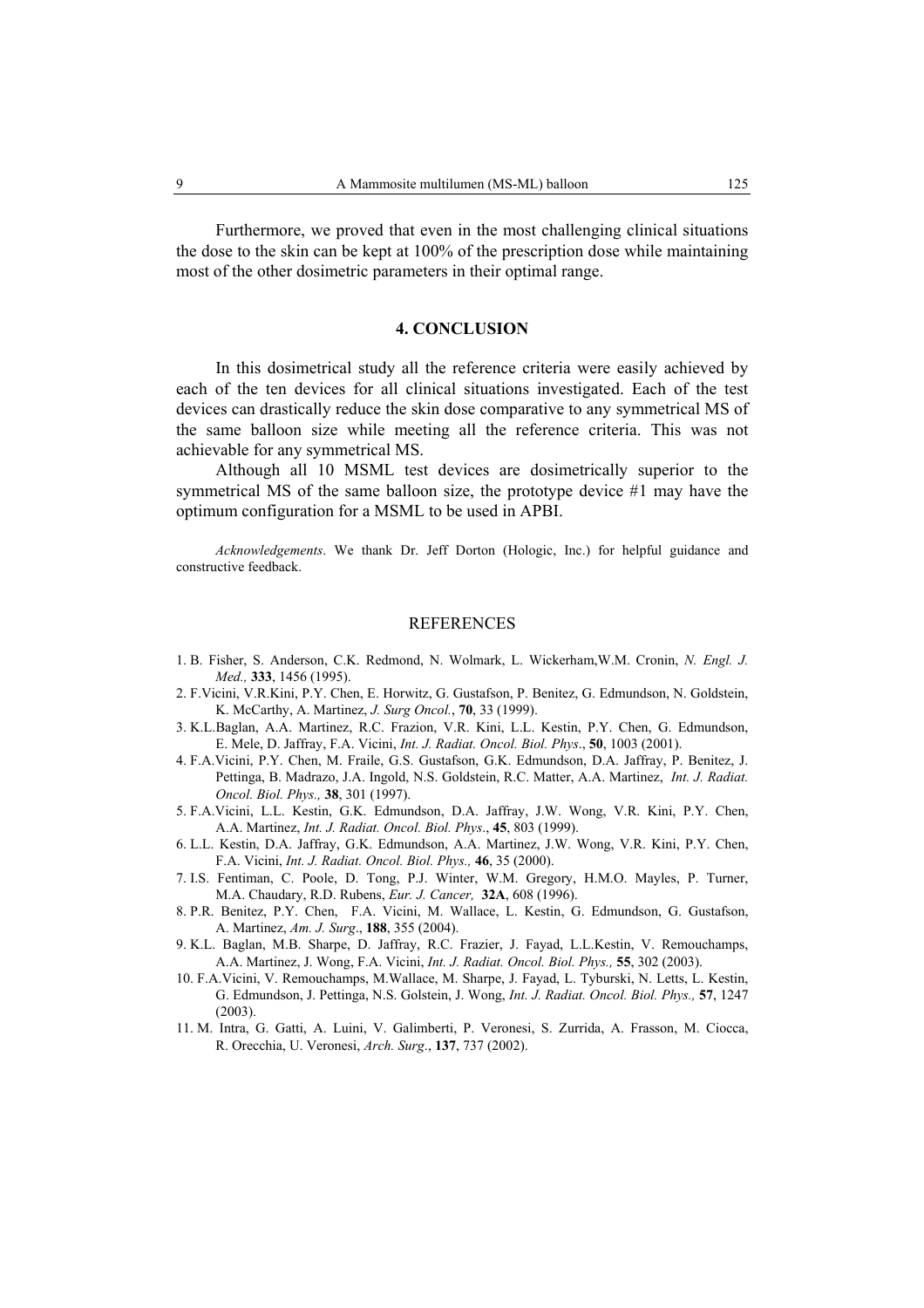Furthermore, we proved that even in the most challenging clinical situations the dose to the skin can be kept at 100% of the prescription dose while maintaining most of the other dosimetric parameters in their optimal range.

## 4. CONCLUSION

In this dosimetrical study all the reference criteria were easily achieved by each of the ten devices for all clinical situations investigated. Each of the test devices can drastically reduce the skin dose comparative to any symmetrical MS of the same balloon size while meeting all the reference criteria. This was not achievable for any symmetrical MS.

Although all 10 MSML test devices are dosimetrically superior to the symmetrical MS of the same balloon size, the prototype device #1 may have the optimum configuration for a MSML to be used in APBI.

*Acknowledgements*. We thank Dr. Jeff Dorton (Hologic, Inc.) for helpful guidance and constructive feedback.

## REFERENCES

1. B. Fisher, S. Anderson, C.K. Redmond, N. Wolmark, L. Wickerham,W.M. Cronin, *N. Engl. J. Med.,* **333**, 1456 (1995).
2. F.Vicini, V.R.Kini, P.Y. Chen, E. Horwitz, G. Gustafson, P. Benitez, G. Edmundson, N. Goldstein, K. McCarthy, A. Martinez, *J. Surg Oncol.*, **70**, 33 (1999).
3. K.L.Baglan, A.A. Martinez, R.C. Frazion, V.R. Kini, L.L. Kestin, P.Y. Chen, G. Edmundson, E. Mele, D. Jaffray, F.A. Vicini, *Int. J. Radiat. Oncol. Biol. Phys*., **50**, 1003 (2001).
4. F.A.Vicini, P.Y. Chen, M. Fraile, G.S. Gustafson, G.K. Edmundson, D.A. Jaffray, P. Benitez, J. Pettinga, B. Madrazo, J.A. Ingold, N.S. Goldstein, R.C. Matter, A.A. Martinez, *Int. J. Radiat. Oncol. Biol. Phys.,* **38**, 301 (1997).
5. F.A.Vicini, L.L. Kestin, G.K. Edmundson, D.A. Jaffray, J.W. Wong, V.R. Kini, P.Y. Chen, A.A. Martinez, *Int. J. Radiat. Oncol. Biol. Phys*., **45**, 803 (1999).
6. L.L. Kestin, D.A. Jaffray, G.K. Edmundson, A.A. Martinez, J.W. Wong, V.R. Kini, P.Y. Chen, F.A. Vicini, *Int. J. Radiat. Oncol. Biol. Phys.,* **46**, 35 (2000).
7. I.S. Fentiman, C. Poole, D. Tong, P.J. Winter, W.M. Gregory, H.M.O. Mayles, P. Turner, M.A. Chaudary, R.D. Rubens, *Eur. J. Cancer,* **32A**, 608 (1996).
8. P.R. Benitez, P.Y. Chen, F.A. Vicini, M. Wallace, L. Kestin, G. Edmundson, G. Gustafson, A. Martinez, *Am. J. Surg*., **188**, 355 (2004).
9. K.L. Baglan, M.B. Sharpe, D. Jaffray, R.C. Frazier, J. Fayad, L.L.Kestin, V. Remouchamps, A.A. Martinez, J. Wong, F.A. Vicini, *Int. J. Radiat. Oncol. Biol. Phys.,* **55**, 302 (2003).
10. F.A.Vicini, V. Remouchamps, M.Wallace, M. Sharpe, J. Fayad, L. Tyburski, N. Letts, L. Kestin, G. Edmundson, J. Pettinga, N.S. Golstein, J. Wong, *Int. J. Radiat. Oncol. Biol. Phys.,* **57**, 1247 (2003).
11. M. Intra, G. Gatti, A. Luini, V. Galimberti, P. Veronesi, S. Zurrida, A. Frasson, M. Ciocca, R. Orecchia, U. Veronesi, *Arch. Surg*., **137**, 737 (2002).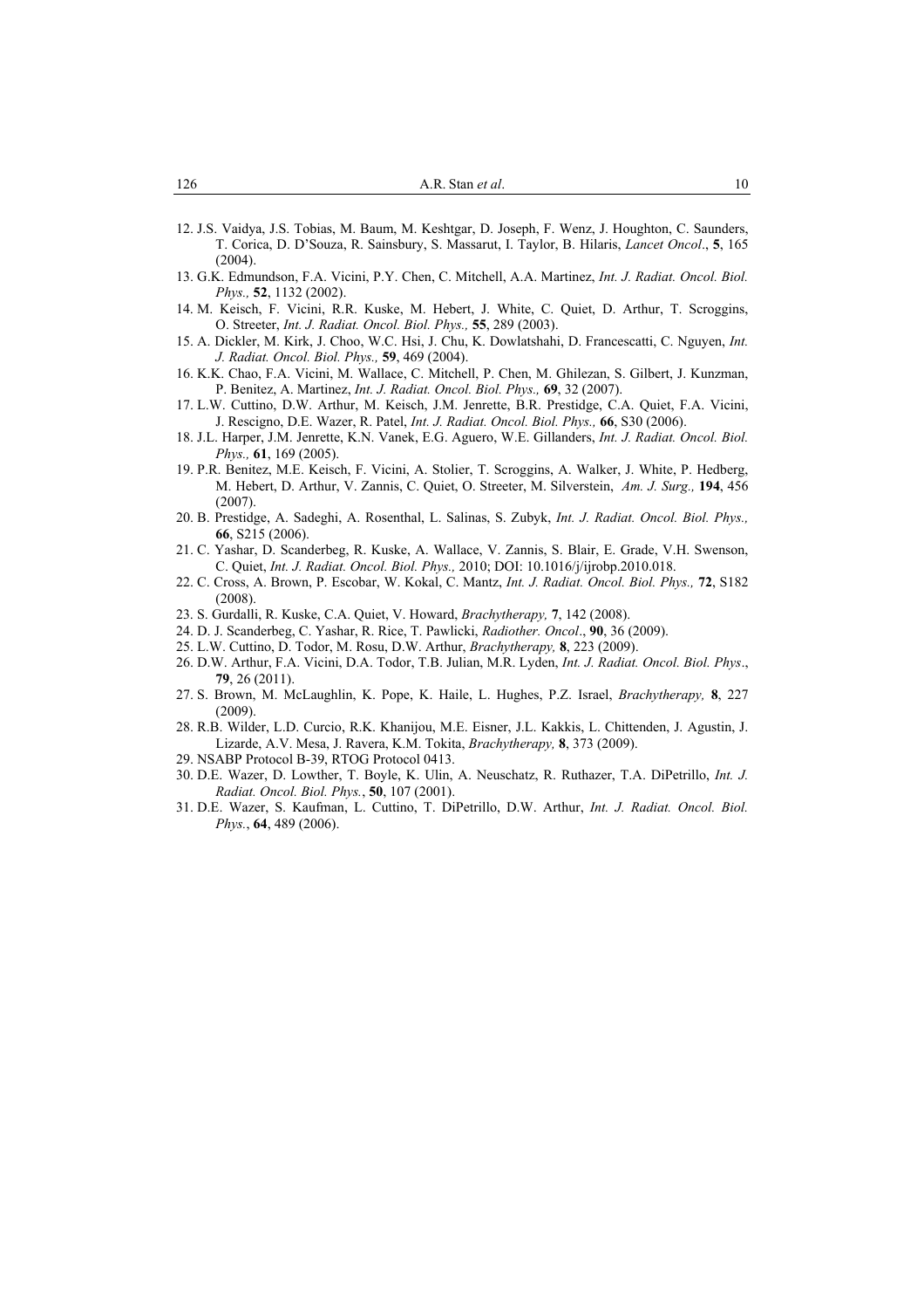12. J.S. Vaidya, J.S. Tobias, M. Baum, M. Keshtgar, D. Joseph, F. Wenz, J. Houghton, C. Saunders, T. Corica, D. D'Souza, R. Sainsbury, S. Massarut, I. Taylor, B. Hilaris, *Lancet Oncol*., **5**, 165 (2004).
13. G.K. Edmundson, F.A. Vicini, P.Y. Chen, C. Mitchell, A.A. Martinez, *Int. J. Radiat. Oncol. Biol. Phys.,* **52**, 1132 (2002).
14. M. Keisch, F. Vicini, R.R. Kuske, M. Hebert, J. White, C. Quiet, D. Arthur, T. Scroggins, O. Streeter, *Int. J. Radiat. Oncol. Biol. Phys.,* **55**, 289 (2003).
15. A. Dickler, M. Kirk, J. Choo, W.C. Hsi, J. Chu, K. Dowlatshahi, D. Francescatti, C. Nguyen, *Int. J. Radiat. Oncol. Biol. Phys.,* **59**, 469 (2004).
16. K.K. Chao, F.A. Vicini, M. Wallace, C. Mitchell, P. Chen, M. Ghilezan, S. Gilbert, J. Kunzman, P. Benitez, A. Martinez, *Int. J. Radiat. Oncol. Biol. Phys.,* **69**, 32 (2007).
17. L.W. Cuttino, D.W. Arthur, M. Keisch, J.M. Jenrette, B.R. Prestidge, C.A. Quiet, F.A. Vicini, J. Rescigno, D.E. Wazer, R. Patel, *Int. J. Radiat. Oncol. Biol. Phys.,* **66**, S30 (2006).
18. J.L. Harper, J.M. Jenrette, K.N. Vanek, E.G. Aguero, W.E. Gillanders, *Int. J. Radiat. Oncol. Biol. Phys.,* **61**, 169 (2005).
19. P.R. Benitez, M.E. Keisch, F. Vicini, A. Stolier, T. Scroggins, A. Walker, J. White, P. Hedberg, M. Hebert, D. Arthur, V. Zannis, C. Quiet, O. Streeter, M. Silverstein, *Am. J. Surg.,* **194**, 456 (2007).
20. B. Prestidge, A. Sadeghi, A. Rosenthal, L. Salinas, S. Zubyk, *Int. J. Radiat. Oncol. Biol. Phys.,* **66**, S215 (2006).
21. C. Yashar, D. Scanderberg, R. Kuske, A. Wallace, V. Zannis, S. Blair, E. Grade, V.H. Swenson, C. Quiet, *Int. J. Radiat. Oncol. Biol. Phys.,* 2010; DOI: 10.1016/j/ijrobp.2010.018.
22. C. Cross, A. Brown, P. Escobar, W. Kokal, C. Mantz, *Int. J. Radiat. Oncol. Biol. Phys.,* **72**, S182 (2008).
23. S. Gurdalli, R. Kuske, C.A. Quiet, V. Howard, *Brachytherapy,* **7**, 142 (2008).
24. D. J. Scanderbeg, C. Yashar, R. Rice, T. Pawlicki, *Radiother. Oncol*., **90**, 36 (2009).
25. L.W. Cuttino, D. Todor, M. Rosu, D.W. Arthur, *Brachytherapy,* **8**, 223 (2009).
26. D.W. Arthur, F.A. Vicini, D.A. Todor, T.B. Julian, M.R. Lyden, *Int. J. Radiat. Oncol. Biol. Phys*., **79**, 26 (2011).
27. S. Brown, M. McLaughlin, K. Pope, K. Haile, L. Hughes, P.Z. Israel, *Brachytherapy,* **8**, 227 (2009).
28. R.B. Wilder, L.D. Curcio, R.K. Khanijou, M.E. Eisner, J.L. Kakkis, L. Chittenden, J. Agustin, J. Lizarde, A.V. Mesa, J. Ravera, K.M. Tokita, *Brachytherapy,* **8**, 373 (2009).
29. NSABP Protocol B-39, RTOG Protocol 0413.
30. D.E. Wazer, D. Lowther, T. Boyle, K. Ulin, A. Neuschatz, R. Ruthazer, T.A. DiPetrillo, *Int. J. Radiat. Oncol. Biol. Phys.*, **50**, 107 (2001).
31. D.E. Wazer, S. Kaufman, L. Cuttino, T. DiPetrillo, D.W. Arthur, *Int. J. Radiat. Oncol. Biol. Phys*., **64**, 489 (2006).